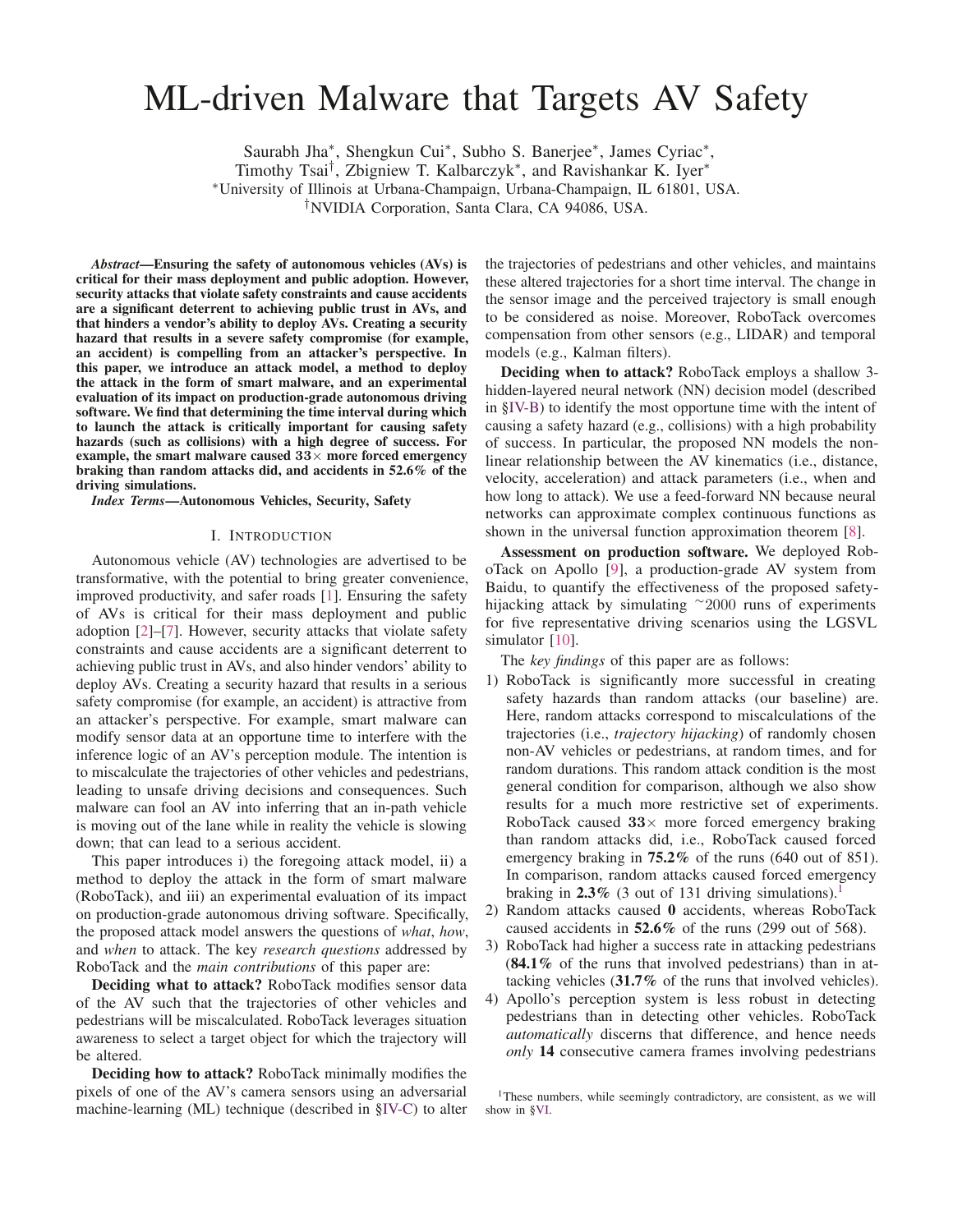# ML-driven Malware that Targets AV Safety

Saurabh Jha[*], Shengkun Cui[*], Subho S. Banerjee[*], James Cyriac[*], Timothy Tsai[†], Zbigniew T. Kalbarczyk[*], and Ravishankar K. Iyer[*]

[*]University of Illinois at Urbana-Champaign, Urbana-Champaign, IL 61801, USA.

[†]NVIDIA Corporation, Santa Clara, CA 94086, USA.

***Abstract*—Ensuring the safety of autonomous vehicles (AVs) is critical for their mass deployment and public adoption. However, security attacks that violate safety constraints and cause accidents are a significant deterrent to achieving public trust in AVs, and that hinders a vendor's ability to deploy AVs. Creating a security hazard that results in a severe safety compromise (for example, an accident) is compelling from an attacker's perspective. In this paper, we introduce an attack model, a method to deploy the attack in the form of smart malware, and an experimental evaluation of its impact on production-grade autonomous driving software. We find that determining the time interval during which to launch the attack is critically important for causing safety hazards (such as collisions) with a high degree of success. For example, the smart malware caused $33\times$ more forced emergency braking than random attacks did, and accidents in 52.6% of the driving simulations.**

***Index Terms*—Autonomous Vehicles, Security, Safety**

## I. Introduction

Autonomous vehicle (AV) technologies are advertised to be transformative, with the potential to bring greater convenience, improved productivity, and safer roads [1]. Ensuring the safety of AVs is critical for their mass deployment and public adoption [2]–[7]. However, security attacks that violate safety constraints and cause accidents are a significant deterrent to achieving public trust in AVs, and also hinder vendors' ability to deploy AVs. Creating a security hazard that results in a serious safety compromise (for example, an accident) is attractive from an attacker's perspective. For example, smart malware can modify sensor data at an opportune time to interfere with the inference logic of an AV's perception module. The intention is to miscalculate the trajectories of other vehicles and pedestrians, leading to unsafe driving decisions and consequences. Such malware can fool an AV into inferring that an in-path vehicle is moving out of the lane while in reality the vehicle is slowing down; that can lead to a serious accident.

This paper introduces i) the foregoing attack model, ii) a method to deploy the attack in the form of smart malware (RoboTack), and iii) an experimental evaluation of its impact on production-grade autonomous driving software. Specifically, the proposed attack model answers the questions of *what*, *how*, and *when* to attack. The key *research questions* addressed by RoboTack and the *main contributions* of this paper are:

**Deciding what to attack?** RoboTack modifies sensor data of the AV such that the trajectories of other vehicles and pedestrians will be miscalculated. RoboTack leverages situation awareness to select a target object for which the trajectory will be altered.

**Deciding how to attack?** RoboTack minimally modifies the pixels of one of the AV's camera sensors using an adversarial machine-learning (ML) technique (described in §IV-C) to alter the trajectories of pedestrians and other vehicles, and maintains these altered trajectories for a short time interval. The change in the sensor image and the perceived trajectory is small enough to be considered as noise. Moreover, RoboTack overcomes compensation from other sensors (e.g., LIDAR) and temporal models (e.g., Kalman filters).

**Deciding when to attack?** RoboTack employs a shallow 3-hidden-layered neural network (NN) decision model (described in §IV-B) to identify the most opportune time with the intent of causing a safety hazard (e.g., collisions) with a high probability of success. In particular, the proposed NN models the non-linear relationship between the AV kinematics (i.e., distance, velocity, acceleration) and attack parameters (i.e., when and how long to attack). We use a feed-forward NN because neural networks can approximate complex continuous functions as shown in the universal function approximation theorem [8].

**Assessment on production software.** We deployed RoboTack on Apollo [9], a production-grade AV system from Baidu, to quantify the effectiveness of the proposed safety-hijacking attack by simulating ~2000 runs of experiments for five representative driving scenarios using the LGSVL simulator [10].

The *key findings* of this paper are as follows:

1) RoboTack is significantly more successful in creating safety hazards than random attacks (our baseline) are. Here, random attacks correspond to miscalculations of the trajectories (i.e., *trajectory hijacking*) of randomly chosen non-AV vehicles or pedestrians, at random times, and for random durations. This random attack condition is the most general condition for comparison, although we also show results for a much more restrictive set of experiments. RoboTack caused **$33\times$** more forced emergency braking than random attacks did, i.e., RoboTack caused forced emergency braking in **75.2%** of the runs (640 out of 851). In comparison, random attacks caused forced emergency braking in **2.3%** (3 out of 131 driving simulations).[1]
2) Random attacks caused **0** accidents, whereas RoboTack caused accidents in **52.6%** of the runs (299 out of 568).
3) RoboTack had higher a success rate in attacking pedestrians (**84.1%** of the runs that involved pedestrians) than in attacking vehicles (**31.7%** of the runs that involved vehicles).
4) Apollo's perception system is less robust in detecting pedestrians than in detecting other vehicles. RoboTack *automatically* discerns that difference, and hence needs *only* **14** consecutive camera frames involving pedestrians

[1]These numbers, while seemingly contradictory, are consistent, as we will show in §VI.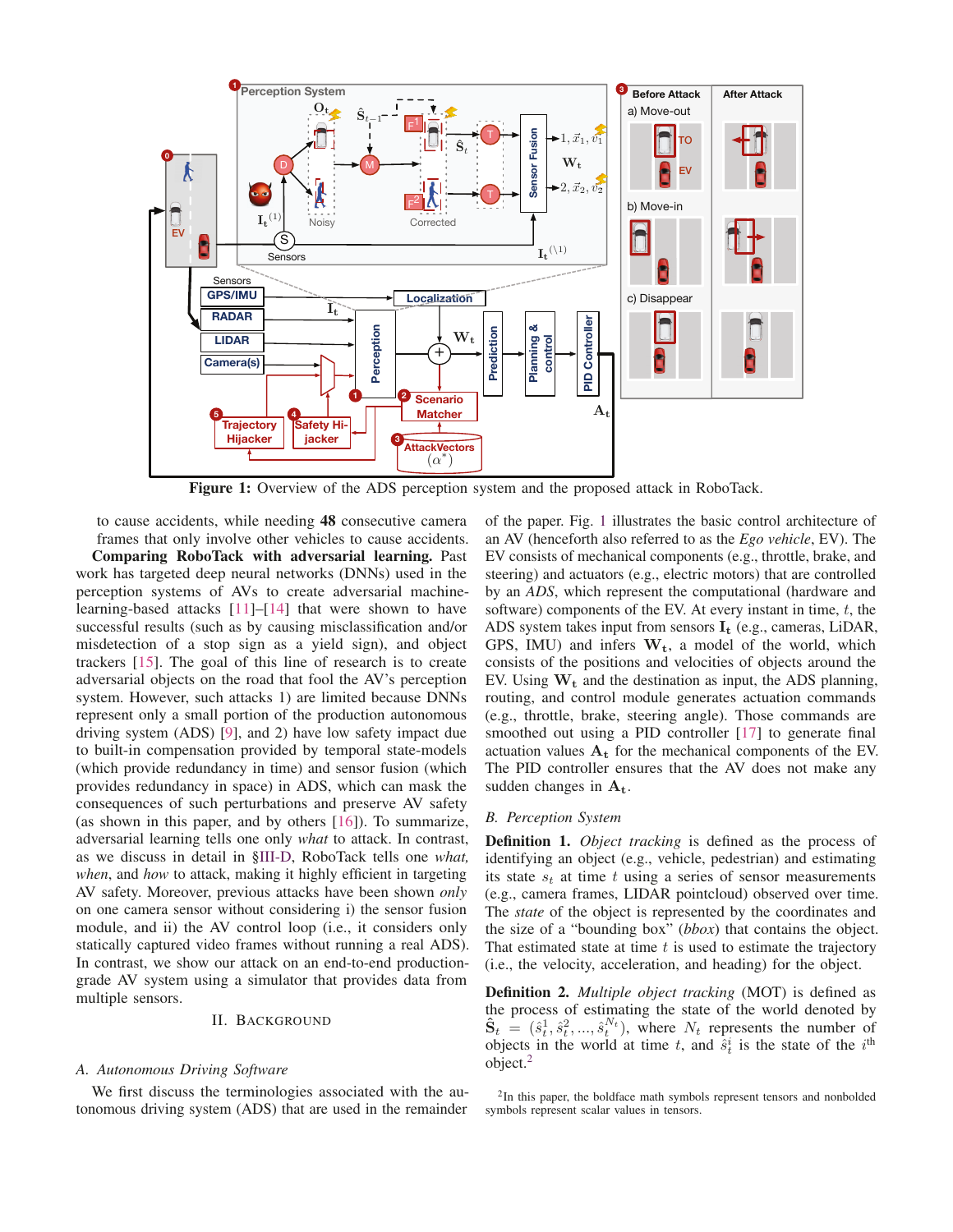**Figure 1:** Overview of the ADS perception system and the proposed attack in RoboTack.

to cause accidents, while needing **48** consecutive camera frames that only involve other vehicles to cause accidents.

**Comparing RoboTack with adversarial learning.** Past work has targeted deep neural networks (DNNs) used in the perception systems of AVs to create adversarial machine-learning-based attacks [11]–[14] that were shown to have successful results (such as by causing misclassification and/or misdetection of a stop sign as a yield sign), and object trackers [15]. The goal of this line of research is to create adversarial objects on the road that fool the AV's perception system. However, such attacks 1) are limited because DNNs represent only a small portion of the production autonomous driving system (ADS) [9], and 2) have low safety impact due to built-in compensation provided by temporal state-models (which provide redundancy in time) and sensor fusion (which provides redundancy in space) in ADS, which can mask the consequences of such perturbations and preserve AV safety (as shown in this paper, and by others [16]). To summarize, adversarial learning tells one only *what* to attack. In contrast, as we discuss in detail in §III-D, RoboTack tells one *what, when*, and *how* to attack, making it highly efficient in targeting AV safety. Moreover, previous attacks have been shown *only* on one camera sensor without considering i) the sensor fusion module, and ii) the AV control loop (i.e., it considers only statically captured video frames without running a real ADS). In contrast, we show our attack on an end-to-end production-grade AV system using a simulator that provides data from multiple sensors.

## II. Background

### A. Autonomous Driving Software

We first discuss the terminologies associated with the autonomous driving system (ADS) that are used in the remainder of the paper. Fig. 1 illustrates the basic control architecture of an AV (henceforth also referred to as the *Ego vehicle*, EV). The EV consists of mechanical components (e.g., throttle, brake, and steering) and actuators (e.g., electric motors) that are controlled by an *ADS*, which represent the computational (hardware and software) components of the EV. At every instant in time, $t$, the ADS system takes input from sensors $\mathbf{I_t}$ (e.g., cameras, LiDAR, GPS, IMU) and infers $\mathbf{W_t}$, a model of the world, which consists of the positions and velocities of objects around the EV. Using $\mathbf{W_t}$ and the destination as input, the ADS planning, routing, and control module generates actuation commands (e.g., throttle, brake, steering angle). Those commands are smoothed out using a PID controller [17] to generate final actuation values $\mathbf{A_t}$ for the mechanical components of the EV. The PID controller ensures that the AV does not make any sudden changes in $\mathbf{A_t}$.

### B. Perception System

**Definition 1.** *Object tracking* is defined as the process of identifying an object (e.g., vehicle, pedestrian) and estimating its state $s_t$ at time $t$ using a series of sensor measurements (e.g., camera frames, LIDAR pointcloud) observed over time. The *state* of the object is represented by the coordinates and the size of a "bounding box" (*bbox*) that contains the object. That estimated state at time $t$ is used to estimate the trajectory (i.e., the velocity, acceleration, and heading) for the object.

**Definition 2.** *Multiple object tracking* (MOT) is defined as the process of estimating the state of the world denoted by $\hat{\mathbf{S}}_t = (\hat{s}_t^1, \hat{s}_t^2, ..., \hat{s}_t^{N_t})$, where $N_t$ represents the number of objects in the world at time $t$, and $\hat{s}_t^i$ is the state of the $i^{\text{th}}$ object.[2]

[2] In this paper, the boldface math symbols represent tensors and nonbolded symbols represent scalar values in tensors.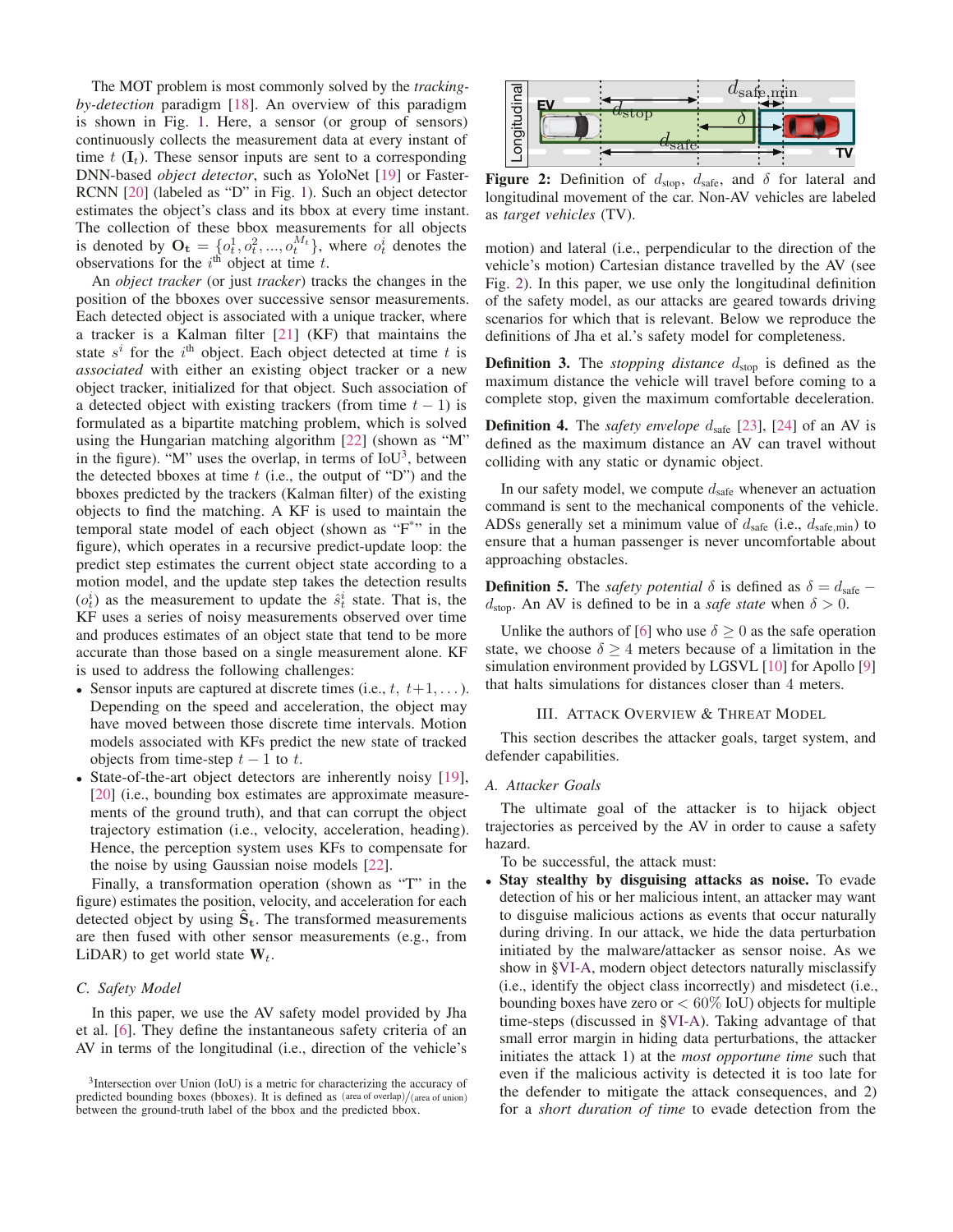The MOT problem is most commonly solved by the *tracking-by-detection* paradigm [18]. An overview of this paradigm is shown in Fig. 1. Here, a sensor (or group of sensors) continuously collects the measurement data at every instant of time $t$ ($\mathbf{I}_t$). These sensor inputs are sent to a corresponding DNN-based *object detector*, such as YoloNet [19] or Faster-RCNN [20] (labeled as "D" in Fig. 1). Such an object detector estimates the object's class and its bbox at every time instant. The collection of these bbox measurements for all objects is denoted by $\mathbf{O_t} = \{o_t^1, o_t^2, ..., o_t^{M_t}\}$, where $o_t^i$ denotes the observations for the $i^{\text{th}}$ object at time $t$.

An *object tracker* (or just *tracker*) tracks the changes in the position of the bboxes over successive sensor measurements. Each detected object is associated with a unique tracker, where a tracker is a Kalman filter [21] (KF) that maintains the state $s^i$ for the $i^{\text{th}}$ object. Each object detected at time $t$ is *associated* with either an existing object tracker or a new object tracker, initialized for that object. Such association of a detected object with existing trackers (from time $t-1$) is formulated as a bipartite matching problem, which is solved using the Hungarian matching algorithm [22] (shown as "M" in the figure). "M" uses the overlap, in terms of IoU[3], between the detected bboxes at time $t$ (i.e., the output of "D") and the bboxes predicted by the trackers (Kalman filter) of the existing objects to find the matching. A KF is used to maintain the temporal state model of each object (shown as "F*" in the figure), which operates in a recursive predict-update loop: the predict step estimates the current object state according to a motion model, and the update step takes the detection results ($o_t^i$) as the measurement to update the $\hat{s}_t^i$ state. That is, the KF uses a series of noisy measurements observed over time and produces estimates of an object state that tend to be more accurate than those based on a single measurement alone. KF is used to address the following challenges:

- Sensor inputs are captured at discrete times (i.e., $t$, $t+1, \ldots$). Depending on the speed and acceleration, the object may have moved between those discrete time intervals. Motion models associated with KFs predict the new state of tracked objects from time-step $t-1$ to $t$.
- State-of-the-art object detectors are inherently noisy [19], [20] (i.e., bounding box estimates are approximate measurements of the ground truth), and that can corrupt the object trajectory estimation (i.e., velocity, acceleration, heading). Hence, the perception system uses KFs to compensate for the noise by using Gaussian noise models [22].

Finally, a transformation operation (shown as "T" in the figure) estimates the position, velocity, and acceleration for each detected object by using $\hat{\mathbf{S}}_\mathbf{t}$. The transformed measurements are then fused with other sensor measurements (e.g., from LiDAR) to get world state $\mathbf{W}_t$.

### C. Safety Model

In this paper, we use the AV safety model provided by Jha et al. [6]. They define the instantaneous safety criteria of an AV in terms of the longitudinal (i.e., direction of the vehicle's motion) and lateral (i.e., perpendicular to the direction of the vehicle's motion) Cartesian distance travelled by the AV (see Fig. 2). In this paper, we use only the longitudinal definition of the safety model, as our attacks are geared towards driving scenarios for which that is relevant. Below we reproduce the definitions of Jha et al.'s safety model for completeness.

[3] Intersection over Union (IoU) is a metric for characterizing the accuracy of predicted bounding boxes (bboxes). It is defined as (area of overlap)/(area of union) between the ground-truth label of the bbox and the predicted bbox.

**Figure 2:** Definition of $d_{\text{stop}}$, $d_{\text{safe}}$, and $\delta$ for lateral and longitudinal movement of the car. Non-AV vehicles are labeled as *target vehicles* (TV).

**Definition 3.** The *stopping distance* $d_{\text{stop}}$ is defined as the maximum distance the vehicle will travel before coming to a complete stop, given the maximum comfortable deceleration.

**Definition 4.** The *safety envelope* $d_{\text{safe}}$ [23], [24] of an AV is defined as the maximum distance an AV can travel without colliding with any static or dynamic object.

In our safety model, we compute $d_{\text{safe}}$ whenever an actuation command is sent to the mechanical components of the vehicle. ADSs generally set a minimum value of $d_{\text{safe}}$ (i.e., $d_{\text{safe,min}}$) to ensure that a human passenger is never uncomfortable about approaching obstacles.

**Definition 5.** The *safety potential* $\delta$ is defined as $\delta = d_{\text{safe}} - d_{\text{stop}}$. An AV is defined to be in a *safe state* when $\delta > 0$.

Unlike the authors of [6] who use $\delta \geq 0$ as the safe operation state, we choose $\delta \geq 4$ meters because of a limitation in the simulation environment provided by LGSVL [10] for Apollo [9] that halts simulations for distances closer than 4 meters.

## III. Attack Overview & Threat Model

This section describes the attacker goals, target system, and defender capabilities.

### A. Attacker Goals

The ultimate goal of the attacker is to hijack object trajectories as perceived by the AV in order to cause a safety hazard.

To be successful, the attack must:

- **Stay stealthy by disguising attacks as noise.** To evade detection of his or her malicious intent, an attacker may want to disguise malicious actions as events that occur naturally during driving. In our attack, we hide the data perturbation initiated by the malware/attacker as sensor noise. As we show in §VI-A, modern object detectors naturally misclassify (i.e., identify the object class incorrectly) and misdetect (i.e., bounding boxes have zero or $< 60\%$ IoU) objects for multiple time-steps (discussed in §VI-A). Taking advantage of that small error margin in hiding data perturbations, the attacker initiates the attack 1) at the *most opportune time* such that even if the malicious activity is detected it is too late for the defender to mitigate the attack consequences, and 2) for a *short duration of time* to evade detection from the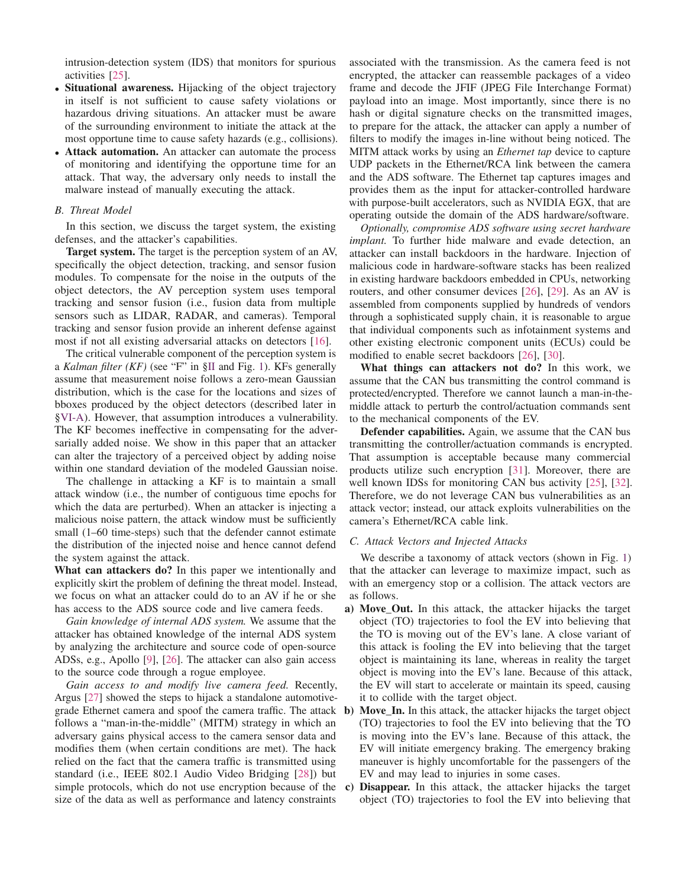intrusion-detection system (IDS) that monitors for spurious activities [25].

- **Situational awareness.** Hijacking of the object trajectory in itself is not sufficient to cause safety violations or hazardous driving situations. An attacker must be aware of the surrounding environment to initiate the attack at the most opportune time to cause safety hazards (e.g., collisions).
- **Attack automation.** An attacker can automate the process of monitoring and identifying the opportune time for an attack. That way, the adversary only needs to install the malware instead of manually executing the attack.

### B. Threat Model

In this section, we discuss the target system, the existing defenses, and the attacker's capabilities.

**Target system.** The target is the perception system of an AV, specifically the object detection, tracking, and sensor fusion modules. To compensate for the noise in the outputs of the object detectors, the AV perception system uses temporal tracking and sensor fusion (i.e., fusion data from multiple sensors such as LIDAR, RADAR, and cameras). Temporal tracking and sensor fusion provide an inherent defense against most if not all existing adversarial attacks on detectors [16].

The critical vulnerable component of the perception system is a *Kalman filter (KF)* (see "F" in §II and Fig. 1). KFs generally assume that measurement noise follows a zero-mean Gaussian distribution, which is the case for the locations and sizes of bboxes produced by the object detectors (described later in §VI-A). However, that assumption introduces a vulnerability. The KF becomes ineffective in compensating for the adversarially added noise. We show in this paper that an attacker can alter the trajectory of a perceived object by adding noise within one standard deviation of the modeled Gaussian noise.

The challenge in attacking a KF is to maintain a small attack window (i.e., the number of contiguous time epochs for which the data are perturbed). When an attacker is injecting a malicious noise pattern, the attack window must be sufficiently small (1–60 time-steps) such that the defender cannot estimate the distribution of the injected noise and hence cannot defend the system against the attack.

**What can attackers do?** In this paper we intentionally and explicitly skirt the problem of defining the threat model. Instead, we focus on what an attacker could do to an AV if he or she has access to the ADS source code and live camera feeds.

*Gain knowledge of internal ADS system.* We assume that the attacker has obtained knowledge of the internal ADS system by analyzing the architecture and source code of open-source ADSs, e.g., Apollo [9], [26]. The attacker can also gain access to the source code through a rogue employee.

*Gain access to and modify live camera feed.* Recently, Argus [27] showed the steps to hijack a standalone automotive-grade Ethernet camera and spoof the camera traffic. The attack follows a "man-in-the-middle" (MITM) strategy in which an adversary gains physical access to the camera sensor data and modifies them (when certain conditions are met). The hack relied on the fact that the camera traffic is transmitted using standard (i.e., IEEE 802.1 Audio Video Bridging [28]) but simple protocols, which do not use encryption because of the size of the data as well as performance and latency constraints associated with the transmission. As the camera feed is not encrypted, the attacker can reassemble packages of a video frame and decode the JFIF (JPEG File Interchange Format) payload into an image. Most importantly, since there is no hash or digital signature checks on the transmitted images, to prepare for the attack, the attacker can apply a number of filters to modify the images in-line without being noticed. The MITM attack works by using an *Ethernet tap* device to capture UDP packets in the Ethernet/RCA link between the camera and the ADS software. The Ethernet tap captures images and provides them as the input for attacker-controlled hardware with purpose-built accelerators, such as NVIDIA EGX, that are operating outside the domain of the ADS hardware/software.

*Optionally, compromise ADS software using secret hardware implant.* To further hide malware and evade detection, an attacker can install backdoors in the hardware. Injection of malicious code in hardware-software stacks has been realized in existing hardware backdoors embedded in CPUs, networking routers, and other consumer devices [26], [29]. As an AV is assembled from components supplied by hundreds of vendors through a sophisticated supply chain, it is reasonable to argue that individual components such as infotainment systems and other existing electronic component units (ECUs) could be modified to enable secret backdoors [26], [30].

**What things can attackers not do?** In this work, we assume that the CAN bus transmitting the control command is protected/encrypted. Therefore we cannot launch a man-in-the-middle attack to perturb the control/actuation commands sent to the mechanical components of the EV.

**Defender capabilities.** Again, we assume that the CAN bus transmitting the controller/actuation commands is encrypted. That assumption is acceptable because many commercial products utilize such encryption [31]. Moreover, there are well known IDSs for monitoring CAN bus activity [25], [32]. Therefore, we do not leverage CAN bus vulnerabilities as an attack vector; instead, our attack exploits vulnerabilities on the camera's Ethernet/RCA cable link.

### C. Attack Vectors and Injected Attacks

We describe a taxonomy of attack vectors (shown in Fig. 1) that the attacker can leverage to maximize impact, such as with an emergency stop or a collision. The attack vectors are as follows.

**a) Move_Out.** In this attack, the attacker hijacks the target object (TO) trajectories to fool the EV into believing that the TO is moving out of the EV's lane. A close variant of this attack is fooling the EV into believing that the target object is maintaining its lane, whereas in reality the target object is moving into the EV's lane. Because of this attack, the EV will start to accelerate or maintain its speed, causing it to collide with the target object.

**b) Move_In.** In this attack, the attacker hijacks the target object (TO) trajectories to fool the EV into believing that the TO is moving into the EV's lane. Because of this attack, the EV will initiate emergency braking. The emergency braking maneuver is highly uncomfortable for the passengers of the EV and may lead to injuries in some cases.

**c) Disappear.** In this attack, the attacker hijacks the target object (TO) trajectories to fool the EV into believing that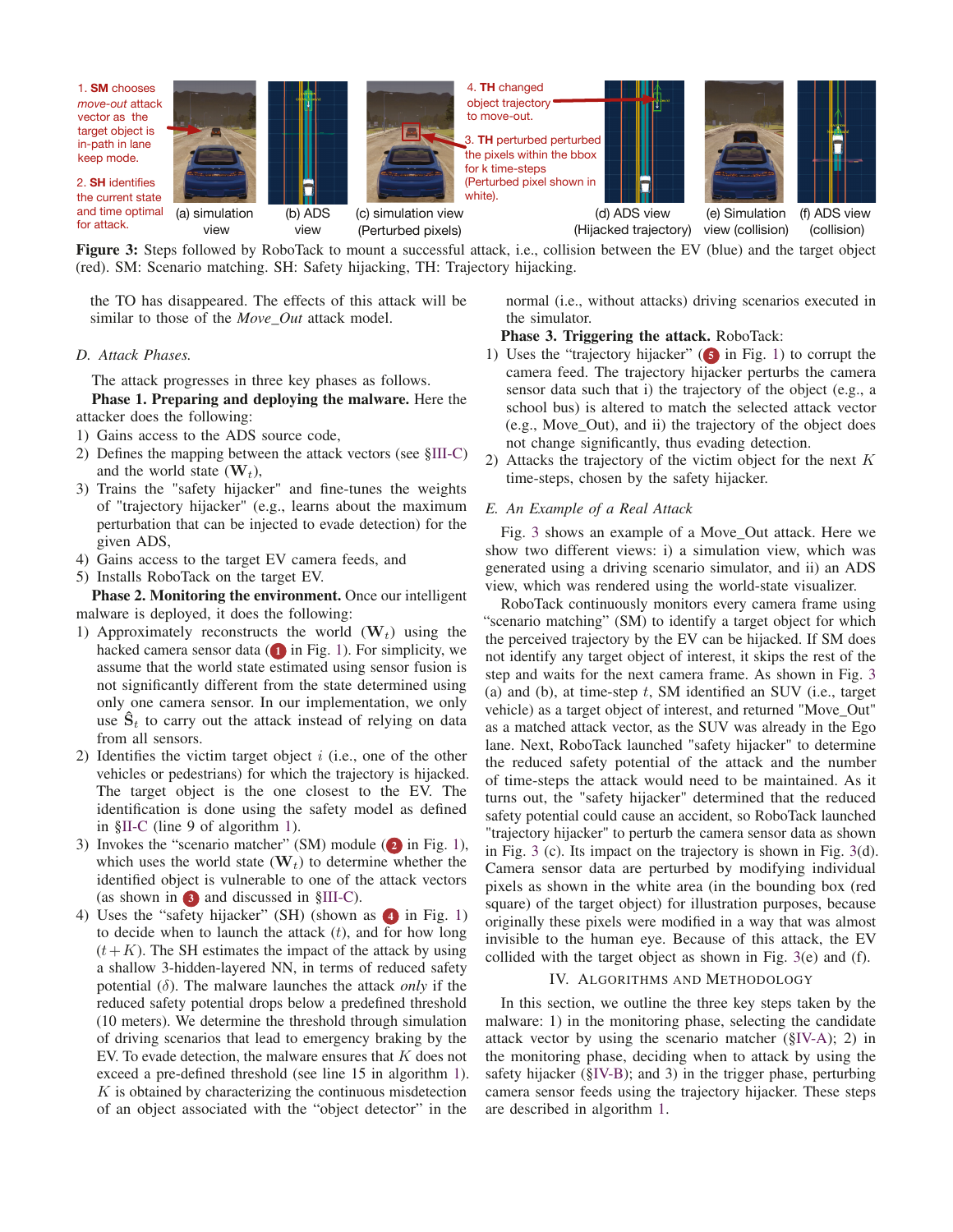1. **SM** chooses *move-out* attack vector as the target object is in-path in lane keep mode.

2. **SH** identifies the current state and time optimal for attack.

3. **TH** perturbed perturbed the pixels within the bbox for k time-steps (Perturbed pixel shown in white).

4. **TH** changed object trajectory to move-out.

(a) simulation view (b) ADS view (c) simulation view (Perturbed pixels) (d) ADS view (Hijacked trajectory) (e) Simulation view (collision) (f) ADS view (collision)

**Figure 3:** Steps followed by RoboTack to mount a successful attack, i.e., collision between the EV (blue) and the target object (red). SM: Scenario matching. SH: Safety hijacking, TH: Trajectory hijacking.

the TO has disappeared. The effects of this attack will be similar to those of the *Move_Out* attack model.

### D. Attack Phases.

The attack progresses in three key phases as follows.

**Phase 1. Preparing and deploying the malware.** Here the attacker does the following:

1) Gains access to the ADS source code,
2) Defines the mapping between the attack vectors (see §III-C) and the world state ($\mathbf{W}_t$),
3) Trains the "safety hijacker" and fine-tunes the weights of "trajectory hijacker" (e.g., learns about the maximum perturbation that can be injected to evade detection) for the given ADS,
4) Gains access to the target EV camera feeds, and
5) Installs RoboTack on the target EV.

**Phase 2. Monitoring the environment.** Once our intelligent malware is deployed, it does the following:

1) Approximately reconstructs the world ($\mathbf{W}_t$) using the hacked camera sensor data (1 in Fig. 1). For simplicity, we assume that the world state estimated using sensor fusion is not significantly different from the state determined using only one camera sensor. In our implementation, we only use $\hat{\mathbf{S}}_t$ to carry out the attack instead of relying on data from all sensors.
2) Identifies the victim target object $i$ (i.e., one of the other vehicles or pedestrians) for which the trajectory is hijacked. The target object is the one closest to the EV. The identification is done using the safety model as defined in §II-C (line 9 of algorithm 1).
3) Invokes the "scenario matcher" (SM) module (2 in Fig. 1), which uses the world state ($\mathbf{W}_t$) to determine whether the identified object is vulnerable to one of the attack vectors (as shown in 3 and discussed in §III-C).
4) Uses the "safety hijacker" (SH) (shown as 4 in Fig. 1) to decide when to launch the attack ($t$), and for how long ($t+K$). The SH estimates the impact of the attack by using a shallow 3-hidden-layered NN, in terms of reduced safety potential ($\delta$). The malware launches the attack *only* if the reduced safety potential drops below a predefined threshold (10 meters). We determine the threshold through simulation of driving scenarios that lead to emergency braking by the EV. To evade detection, the malware ensures that $K$ does not exceed a pre-defined threshold (see line 15 in algorithm 1). $K$ is obtained by characterizing the continuous misdetection of an object associated with the "object detector" in the normal (i.e., without attacks) driving scenarios executed in the simulator.

**Phase 3. Triggering the attack.** RoboTack:

1) Uses the "trajectory hijacker" (5 in Fig. 1) to corrupt the camera feed. The trajectory hijacker perturbs the camera sensor data such that i) the trajectory of the object (e.g., a school bus) is altered to match the selected attack vector (e.g., Move_Out), and ii) the trajectory of the object does not change significantly, thus evading detection.
2) Attacks the trajectory of the victim object for the next $K$ time-steps, chosen by the safety hijacker.

### E. An Example of a Real Attack

Fig. 3 shows an example of a Move_Out attack. Here we show two different views: i) a simulation view, which was generated using a driving scenario simulator, and ii) an ADS view, which was rendered using the world-state visualizer.

RoboTack continuously monitors every camera frame using "scenario matching" (SM) to identify a target object for which the perceived trajectory by the EV can be hijacked. If SM does not identify any target object of interest, it skips the rest of the step and waits for the next camera frame. As shown in Fig. 3 (a) and (b), at time-step $t$, SM identified an SUV (i.e., target vehicle) as a target object of interest, and returned "Move_Out" as a matched attack vector, as the SUV was already in the Ego lane. Next, RoboTack launched "safety hijacker" to determine the reduced safety potential of the attack and the number of time-steps the attack would need to be maintained. As it turns out, the "safety hijacker" determined that the reduced safety potential could cause an accident, so RoboTack launched "trajectory hijacker" to perturb the camera sensor data as shown in Fig. 3 (c). Its impact on the trajectory is shown in Fig. 3(d). Camera sensor data are perturbed by modifying individual pixels as shown in the white area (in the bounding box (red square) of the target object) for illustration purposes, because originally these pixels were modified in a way that was almost invisible to the human eye. Because of this attack, the EV collided with the target object as shown in Fig. 3(e) and (f).

## IV. Algorithms and Methodology

In this section, we outline the three key steps taken by the malware: 1) in the monitoring phase, selecting the candidate attack vector by using the scenario matcher (§IV-A); 2) in the monitoring phase, deciding when to attack by using the safety hijacker (§IV-B); and 3) in the trigger phase, perturbing camera sensor feeds using the trajectory hijacker. These steps are described in algorithm 1.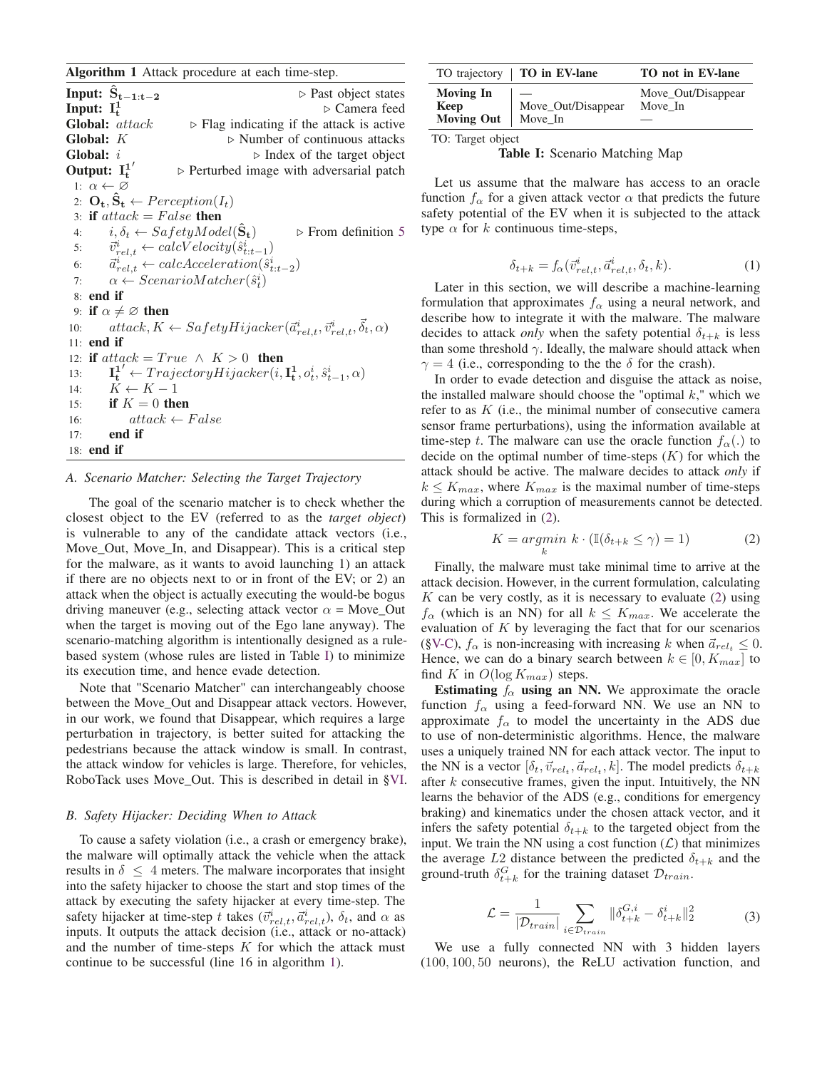**Algorithm 1** Attack procedure at each time-step.

```
Input: Ŝ_{t−1:t−2}                              ▷ Past object states
Input: I_t^1                                     ▷ Camera feed
Global: attack              ▷ Flag indicating if the attack is active
Global: K                       ▷ Number of continuous attacks
Global: i                              ▷ Index of the target object
Output: I_t^1'           ▷ Perturbed image with adversarial patch
 1: α ← ∅
 2: O_t, Ŝ_t ← Perception(I_t)
 3: if attack = False then
 4:     i, δ_t ← SafetyModel(Ŝ_t)               ▷ From definition 5
 5:     v⃗^i_{rel,t} ← calcVelocity(ŝ^i_{t:t−1})
 6:     a⃗^i_{rel,t} ← calcAcceleration(ŝ^i_{t:t−2})
 7:     α ← ScenarioMatcher(ŝ^i_t)
 8: end if
 9: if α ≠ ∅ then
10:     attack, K ← SafetyHijacker(a⃗^i_{rel,t}, v⃗^i_{rel,t}, δ⃗_t, α)
11: end if
12: if attack = True ∧ K > 0 then
13:     I_t^1' ← TrajectoryHijacker(i, I_t^1, o^i_t, ŝ^i_{t−1}, α)
14:     K ← K − 1
15:     if K = 0 then
16:         attack ← False
17:     end if
18: end if
```

### A. Scenario Matcher: Selecting the Target Trajectory

The goal of the scenario matcher is to check whether the closest object to the EV (referred to as the *target object*) is vulnerable to any of the candidate attack vectors (i.e., Move_Out, Move_In, and Disappear). This is a critical step for the malware, as it wants to avoid launching 1) an attack if there are no objects next to or in front of the EV; or 2) an attack when the object is actually executing the would-be bogus driving maneuver (e.g., selecting attack vector $\alpha$ = Move_Out when the target is moving out of the Ego lane anyway). The scenario-matching algorithm is intentionally designed as a rule-based system (whose rules are listed in Table I) to minimize its execution time, and hence evade detection.

Note that "Scenario Matcher" can interchangeably choose between the Move_Out and Disappear attack vectors. However, in our work, we found that Disappear, which requires a large perturbation in trajectory, is better suited for attacking the pedestrians because the attack window is small. In contrast, the attack window for vehicles is large. Therefore, for vehicles, RoboTack uses Move_Out. This is described in detail in §VI.

### B. Safety Hijacker: Deciding When to Attack

To cause a safety violation (i.e., a crash or emergency brake), the malware will optimally attack the vehicle when the attack results in $\delta \leq 4$ meters. The malware incorporates that insight into the safety hijacker to choose the start and stop times of the attack by executing the safety hijacker at every time-step. The safety hijacker at time-step $t$ takes ($\vec{v}^i_{rel,t}, \vec{a}^i_{rel,t}$), $\delta_t$, and $\alpha$ as inputs. It outputs the attack decision (i.e., attack or no-attack) and the number of time-steps $K$ for which the attack must continue to be successful (line 16 in algorithm 1).

| TO trajectory | TO in EV-lane | TO not in EV-lane |
|---|---|---|
| **Moving In** | — | Move_Out/Disappear |
| **Keep** | Move_Out/Disappear | Move_In |
| **Moving Out** | Move_In | — |

TO: Target object

**Table I:** Scenario Matching Map

Let us assume that the malware has access to an oracle function $f_\alpha$ for a given attack vector $\alpha$ that predicts the future safety potential of the EV when it is subjected to the attack type $\alpha$ for $k$ continuous time-steps,

$$\delta_{t+k} = f_\alpha(\vec{v}^i_{rel,t}, \vec{a}^i_{rel,t}, \delta_t, k). \tag{1}$$

Later in this section, we will describe a machine-learning formulation that approximates $f_\alpha$ using a neural network, and describe how to integrate it with the malware. The malware decides to attack *only* when the safety potential $\delta_{t+k}$ is less than some threshold $\gamma$. Ideally, the malware should attack when $\gamma = 4$ (i.e., corresponding to the the $\delta$ for the crash).

In order to evade detection and disguise the attack as noise, the installed malware should choose the "optimal $k$," which we refer to as $K$ (i.e., the minimal number of consecutive camera sensor frame perturbations), using the information available at time-step $t$. The malware can use the oracle function $f_\alpha(.)$ to decide on the optimal number of time-steps ($K$) for which the attack should be active. The malware decides to attack *only* if $k \leq K_{max}$, where $K_{max}$ is the maximal number of time-steps during which a corruption of measurements cannot be detected. This is formalized in (2).

$$K = \underset{k}{argmin}\ k \cdot (\mathbb{I}(\delta_{t+k} \leq \gamma) = 1) \tag{2}$$

Finally, the malware must take minimal time to arrive at the attack decision. However, in the current formulation, calculating $K$ can be very costly, as it is necessary to evaluate (2) using $f_\alpha$ (which is an NN) for all $k \leq K_{max}$. We accelerate the evaluation of $K$ by leveraging the fact that for our scenarios (§V-C), $f_\alpha$ is non-increasing with increasing $k$ when $\vec{a}_{rel_t} \leq 0$. Hence, we can do a binary search between $k \in [0, K_{max}]$ to find $K$ in $O(\log K_{max})$ steps.

**Estimating $f_\alpha$ using an NN.** We approximate the oracle function $f_\alpha$ using a feed-forward NN. We use an NN to approximate $f_\alpha$ to model the uncertainty in the ADS due to use of non-deterministic algorithms. Hence, the malware uses a uniquely trained NN for each attack vector. The input to the NN is a vector $[\delta_t, \vec{v}_{rel_t}, \vec{a}_{rel_t}, k]$. The model predicts $\delta_{t+k}$ after $k$ consecutive frames, given the input. Intuitively, the NN learns the behavior of the ADS (e.g., conditions for emergency braking) and kinematics under the chosen attack vector, and it infers the safety potential $\delta_{t+k}$ to the targeted object from the input. We train the NN using a cost function ($\mathcal{L}$) that minimizes the average $L2$ distance between the predicted $\delta_{t+k}$ and the ground-truth $\delta^G_{t+k}$ for the training dataset $\mathcal{D}_{train}$.

$$\mathcal{L} = \frac{1}{|\mathcal{D}_{train}|} \sum_{i \in \mathcal{D}_{train}} \|\delta^{G,i}_{t+k} - \delta^i_{t+k}\|^2_2 \tag{3}$$

We use a fully connected NN with 3 hidden layers (100, 100, 50 neurons), the ReLU activation function, and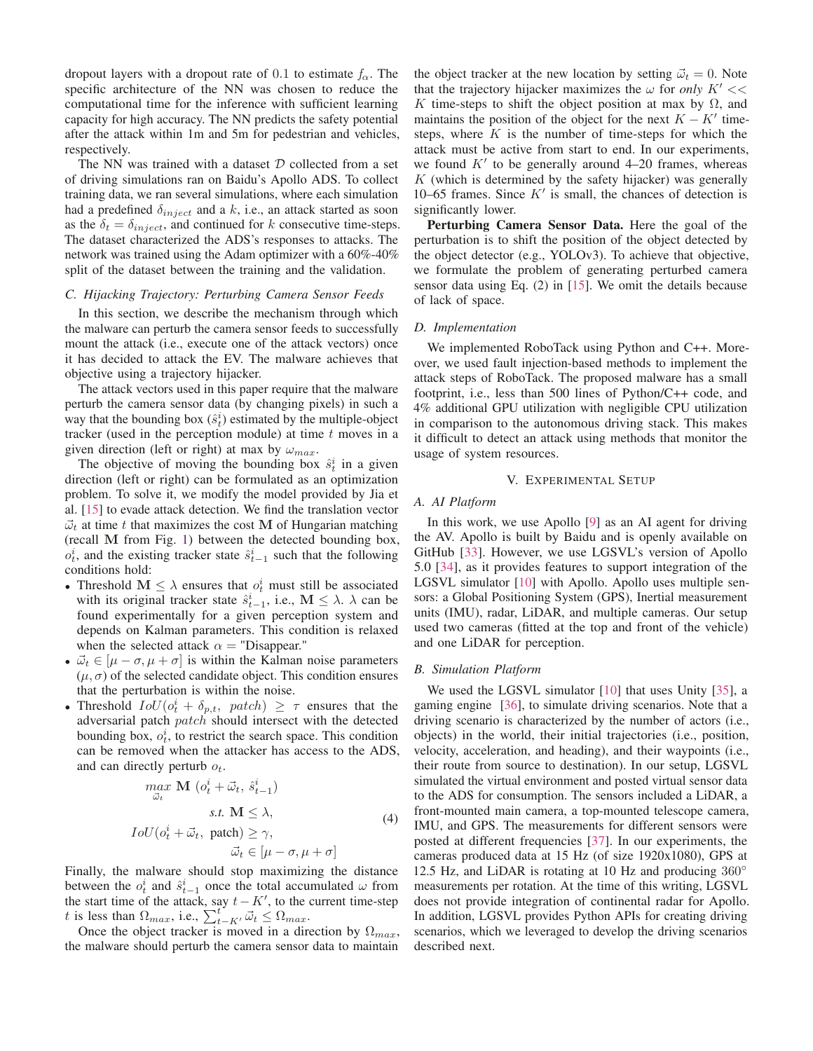dropout layers with a dropout rate of 0.1 to estimate $f_\alpha$. The specific architecture of the NN was chosen to reduce the computational time for the inference with sufficient learning capacity for high accuracy. The NN predicts the safety potential after the attack within 1m and 5m for pedestrian and vehicles, respectively.

The NN was trained with a dataset $\mathcal{D}$ collected from a set of driving simulations ran on Baidu's Apollo ADS. To collect training data, we ran several simulations, where each simulation had a predefined $\delta_{inject}$ and a $k$, i.e., an attack started as soon as the $\delta_t = \delta_{inject}$, and continued for $k$ consecutive time-steps. The dataset characterized the ADS's responses to attacks. The network was trained using the Adam optimizer with a 60%-40% split of the dataset between the training and the validation.

### C. Hijacking Trajectory: Perturbing Camera Sensor Feeds

In this section, we describe the mechanism through which the malware can perturb the camera sensor feeds to successfully mount the attack (i.e., execute one of the attack vectors) once it has decided to attack the EV. The malware achieves that objective using a trajectory hijacker.

The attack vectors used in this paper require that the malware perturb the camera sensor data (by changing pixels) in such a way that the bounding box ($\hat{s}_t^i$) estimated by the multiple-object tracker (used in the perception module) at time $t$ moves in a given direction (left or right) at max by $\omega_{max}$.

The objective of moving the bounding box $\hat{s}_t^i$ in a given direction (left or right) can be formulated as an optimization problem. To solve it, we modify the model provided by Jia et al. [15] to evade attack detection. We find the translation vector $\vec{\omega}_t$ at time $t$ that maximizes the cost $\mathbf{M}$ of Hungarian matching (recall $\mathbf{M}$ from Fig. 1) between the detected bounding box, $o_t^i$, and the existing tracker state $\hat{s}_{t-1}^i$ such that the following conditions hold:

- Threshold $\mathbf{M} \leq \lambda$ ensures that $o_t^i$ must still be associated with its original tracker state $\hat{s}_{t-1}^i$, i.e., $\mathbf{M} \leq \lambda$. $\lambda$ can be found experimentally for a given perception system and depends on Kalman parameters. This condition is relaxed when the selected attack $\alpha =$ "Disappear."
- $\vec{\omega}_t \in [\mu - \sigma, \mu + \sigma]$ is within the Kalman noise parameters $(\mu, \sigma)$ of the selected candidate object. This condition ensures that the perturbation is within the noise.
- Threshold $IoU(o_t^i + \delta_{p,t},\ patch) \geq \tau$ ensures that the adversarial patch $patch$ should intersect with the detected bounding box, $o_t^i$, to restrict the search space. This condition can be removed when the attacker has access to the ADS, and can directly perturb $o_t$.

$$
\begin{aligned}
\max_{\vec{\omega}_t}\ & \mathbf{M}\ (o_t^i + \vec{\omega}_t,\ \hat{s}_{t-1}^i) \\
\text{s.t. } & \mathbf{M} \leq \lambda, \\
IoU(o_t^i + \vec{\omega}_t,\ & \text{patch}) \geq \gamma, \\
& \vec{\omega}_t \in [\mu - \sigma, \mu + \sigma]
\end{aligned}
\tag{4}
$$

Finally, the malware should stop maximizing the distance between the $o_t^i$ and $\hat{s}_{t-1}^i$ once the total accumulated $\omega$ from the start time of the attack, say $t - K'$, to the current time-step $t$ is less than $\Omega_{max}$, i.e., $\sum_{t-K'}^{t} \vec{\omega}_t \leq \Omega_{max}$.

Once the object tracker is moved in a direction by $\Omega_{max}$, the malware should perturb the camera sensor data to maintain the object tracker at the new location by setting $\vec{\omega}_t = 0$. Note that the trajectory hijacker maximizes the $\omega$ for *only* $K' << K$ time-steps to shift the object position at max by $\Omega$, and maintains the position of the object for the next $K - K'$ time-steps, where $K$ is the number of time-steps for which the attack must be active from start to end. In our experiments, we found $K'$ to be generally around 4–20 frames, whereas $K$ (which is determined by the safety hijacker) was generally 10–65 frames. Since $K'$ is small, the chances of detection is significantly lower.

**Perturbing Camera Sensor Data.** Here the goal of the perturbation is to shift the position of the object detected by the object detector (e.g., YOLOv3). To achieve that objective, we formulate the problem of generating perturbed camera sensor data using Eq. (2) in [15]. We omit the details because of lack of space.

### D. Implementation

We implemented RoboTack using Python and C++. Moreover, we used fault injection-based methods to implement the attack steps of RoboTack. The proposed malware has a small footprint, i.e., less than 500 lines of Python/C++ code, and 4% additional GPU utilization with negligible CPU utilization in comparison to the autonomous driving stack. This makes it difficult to detect an attack using methods that monitor the usage of system resources.

## V. Experimental Setup

### A. AI Platform

In this work, we use Apollo [9] as an AI agent for driving the AV. Apollo is built by Baidu and is openly available on GitHub [33]. However, we use LGSVL's version of Apollo 5.0 [34], as it provides features to support integration of the LGSVL simulator [10] with Apollo. Apollo uses multiple sensors: a Global Positioning System (GPS), Inertial measurement units (IMU), radar, LiDAR, and multiple cameras. Our setup used two cameras (fitted at the top and front of the vehicle) and one LiDAR for perception.

### B. Simulation Platform

We used the LGSVL simulator [10] that uses Unity [35], a gaming engine [36], to simulate driving scenarios. Note that a driving scenario is characterized by the number of actors (i.e., objects) in the world, their initial trajectories (i.e., position, velocity, acceleration, and heading), and their waypoints (i.e., their route from source to destination). In our setup, LGSVL simulated the virtual environment and posted virtual sensor data to the ADS for consumption. The sensors included a LiDAR, a front-mounted main camera, a top-mounted telescope camera, IMU, and GPS. The measurements for different sensors were posted at different frequencies [37]. In our experiments, the cameras produced data at 15 Hz (of size 1920x1080), GPS at 12.5 Hz, and LiDAR is rotating at 10 Hz and producing 360° measurements per rotation. At the time of this writing, LGSVL does not provide integration of continental radar for Apollo. In addition, LGSVL provides Python APIs for creating driving scenarios, which we leveraged to develop the driving scenarios described next.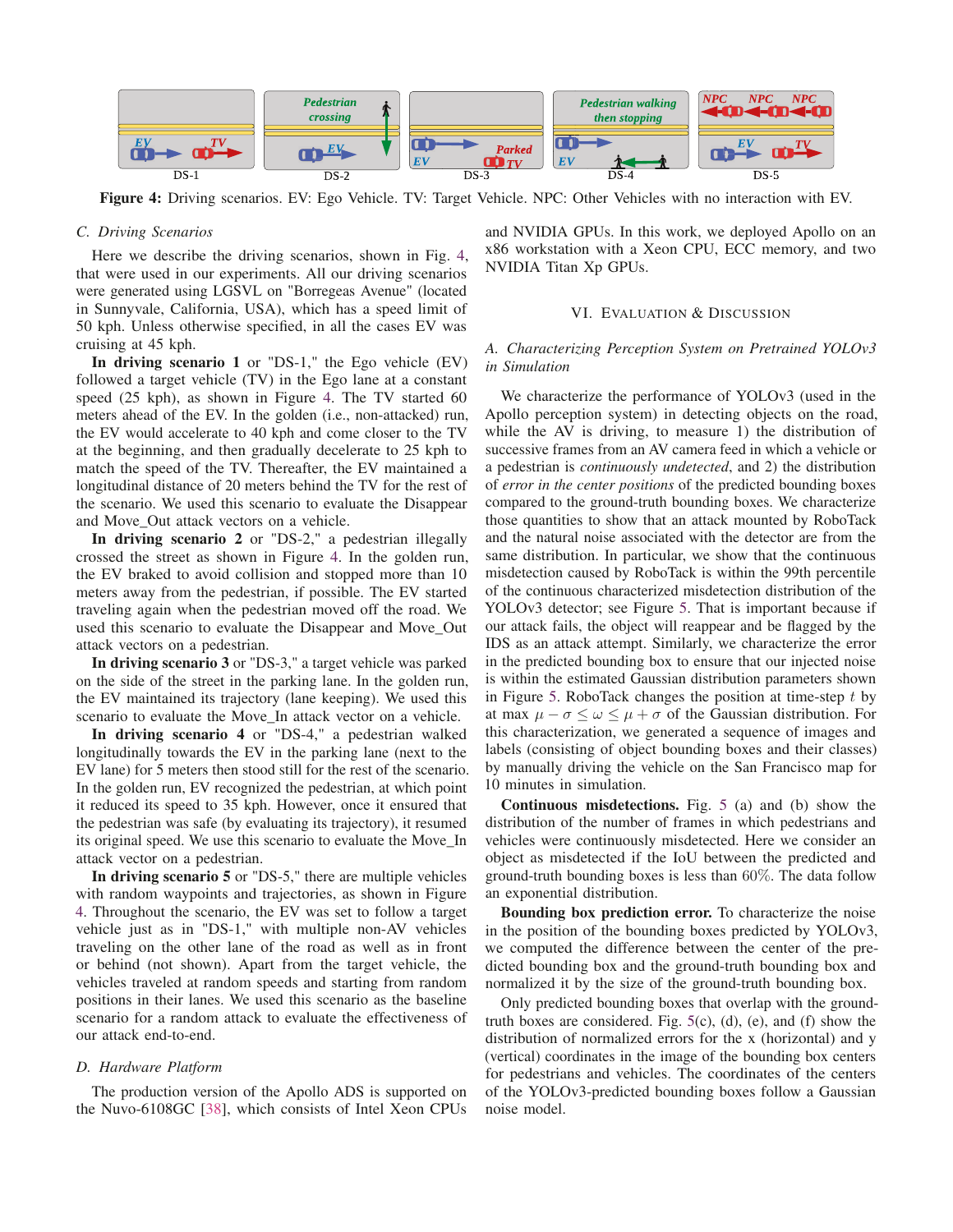Figure 4: Driving scenarios. EV: Ego Vehicle. TV: Target Vehicle. NPC: Other Vehicles with no interaction with EV.

### C. Driving Scenarios

Here we describe the driving scenarios, shown in Fig. 4, that were used in our experiments. All our driving scenarios were generated using LGSVL on "Borregeas Avenue" (located in Sunnyvale, California, USA), which has a speed limit of 50 kph. Unless otherwise specified, in all the cases EV was cruising at 45 kph.

**In driving scenario 1** or "DS-1," the Ego vehicle (EV) followed a target vehicle (TV) in the Ego lane at a constant speed (25 kph), as shown in Figure 4. The TV started 60 meters ahead of the EV. In the golden (i.e., non-attacked) run, the EV would accelerate to 40 kph and come closer to the TV at the beginning, and then gradually decelerate to 25 kph to match the speed of the TV. Thereafter, the EV maintained a longitudinal distance of 20 meters behind the TV for the rest of the scenario. We used this scenario to evaluate the Disappear and Move_Out attack vectors on a vehicle.

**In driving scenario 2** or "DS-2," a pedestrian illegally crossed the street as shown in Figure 4. In the golden run, the EV braked to avoid collision and stopped more than 10 meters away from the pedestrian, if possible. The EV started traveling again when the pedestrian moved off the road. We used this scenario to evaluate the Disappear and Move_Out attack vectors on a pedestrian.

**In driving scenario 3** or "DS-3," a target vehicle was parked on the side of the street in the parking lane. In the golden run, the EV maintained its trajectory (lane keeping). We used this scenario to evaluate the Move_In attack vector on a vehicle.

**In driving scenario 4** or "DS-4," a pedestrian walked longitudinally towards the EV in the parking lane (next to the EV lane) for 5 meters then stood still for the rest of the scenario. In the golden run, EV recognized the pedestrian, at which point it reduced its speed to 35 kph. However, once it ensured that the pedestrian was safe (by evaluating its trajectory), it resumed its original speed. We use this scenario to evaluate the Move_In attack vector on a pedestrian.

**In driving scenario 5** or "DS-5," there are multiple vehicles with random waypoints and trajectories, as shown in Figure 4. Throughout the scenario, the EV was set to follow a target vehicle just as in "DS-1," with multiple non-AV vehicles traveling on the other lane of the road as well as in front or behind (not shown). Apart from the target vehicle, the vehicles traveled at random speeds and starting from random positions in their lanes. We used this scenario as the baseline scenario for a random attack to evaluate the effectiveness of our attack end-to-end.

### D. Hardware Platform

The production version of the Apollo ADS is supported on the Nuvo-6108GC [38], which consists of Intel Xeon CPUs and NVIDIA GPUs. In this work, we deployed Apollo on an x86 workstation with a Xeon CPU, ECC memory, and two NVIDIA Titan Xp GPUs.

## VI. Evaluation & Discussion

### A. Characterizing Perception System on Pretrained YOLOv3 in Simulation

We characterize the performance of YOLOv3 (used in the Apollo perception system) in detecting objects on the road, while the AV is driving, to measure 1) the distribution of successive frames from an AV camera feed in which a vehicle or a pedestrian is *continuously undetected*, and 2) the distribution of *error in the center positions* of the predicted bounding boxes compared to the ground-truth bounding boxes. We characterize those quantities to show that an attack mounted by RoboTack and the natural noise associated with the detector are from the same distribution. In particular, we show that the continuous misdetection caused by RoboTack is within the 99th percentile of the continuous characterized misdetection distribution of the YOLOv3 detector; see Figure 5. That is important because if our attack fails, the object will reappear and be flagged by the IDS as an attack attempt. Similarly, we characterize the error in the predicted bounding box to ensure that our injected noise is within the estimated Gaussian distribution parameters shown in Figure 5. RoboTack changes the position at time-step $t$ by at max $\mu - \sigma \leq \omega \leq \mu + \sigma$ of the Gaussian distribution. For this characterization, we generated a sequence of images and labels (consisting of object bounding boxes and their classes) by manually driving the vehicle on the San Francisco map for 10 minutes in simulation.

**Continuous misdetections.** Fig. 5 (a) and (b) show the distribution of the number of frames in which pedestrians and vehicles were continuously misdetected. Here we consider an object as misdetected if the IoU between the predicted and ground-truth bounding boxes is less than 60%. The data follow an exponential distribution.

**Bounding box prediction error.** To characterize the noise in the position of the bounding boxes predicted by YOLOv3, we computed the difference between the center of the predicted bounding box and the ground-truth bounding box and normalized it by the size of the ground-truth bounding box.

Only predicted bounding boxes that overlap with the ground-truth boxes are considered. Fig. 5(c), (d), (e), and (f) show the distribution of normalized errors for the x (horizontal) and y (vertical) coordinates in the image of the bounding box centers for pedestrians and vehicles. The coordinates of the centers of the YOLOv3-predicted bounding boxes follow a Gaussian noise model.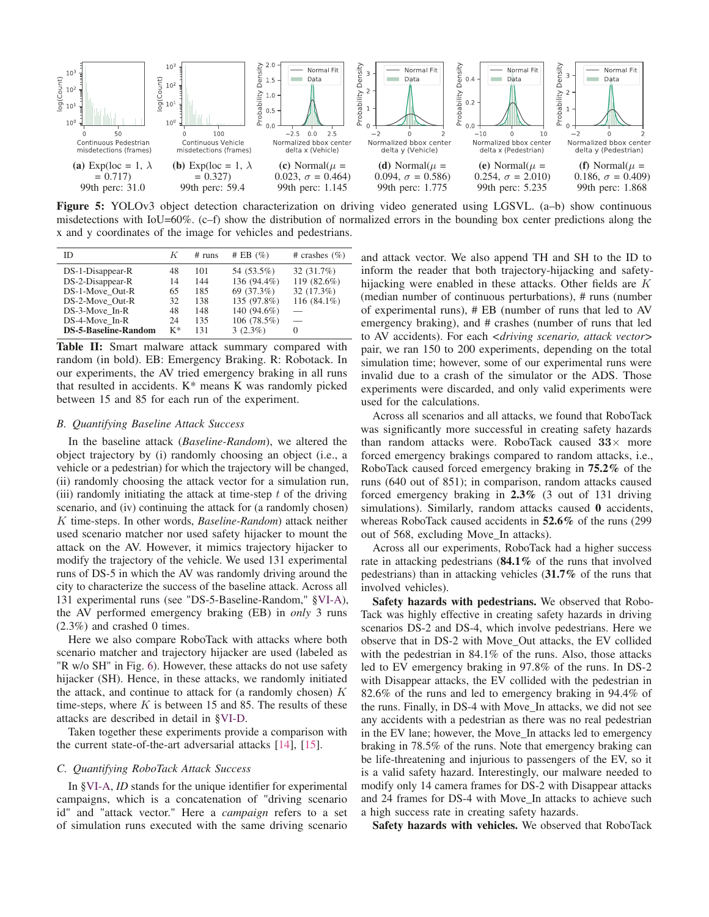**(a)** Exp(loc = 1, $\lambda$ = 0.717) 99th perc: 31.0

**(b)** Exp(loc = 1, $\lambda$ = 0.327) 99th perc: 59.4

**(c)** Normal($\mu$ = 0.023, $\sigma$ = 0.464) 99th perc: 1.145

**(d)** Normal($\mu$ = 0.094, $\sigma$ = 0.586) 99th perc: 1.775

**(e)** Normal($\mu$ = 0.254, $\sigma$ = 2.010) 99th perc: 5.235

**(f)** Normal($\mu$ = 0.186, $\sigma$ = 0.409) 99th perc: 1.868

**Figure 5:** YOLOv3 object detection characterization on driving video generated using LGSVL. (a–b) show continuous misdetections with IoU=60%. (c–f) show the distribution of normalized errors in the bounding box center predictions along the x and y coordinates of the image for vehicles and pedestrians.

| ID | $K$ | # runs | # EB (%) | # crashes (%) |
|---|---|---|---|---|
| DS-1-Disappear-R | 48 | 101 | 54 (53.5%) | 32 (31.7%) |
| DS-2-Disappear-R | 14 | 144 | 136 (94.4%) | 119 (82.6%) |
| DS-1-Move_Out-R | 65 | 185 | 69 (37.3%) | 32 (17.3%) |
| DS-2-Move_Out-R | 32 | 138 | 135 (97.8%) | 116 (84.1%) |
| DS-3-Move_In-R | 48 | 148 | 140 (94.6%) | — |
| DS-4-Move_In-R | 24 | 135 | 106 (78.5%) | — |
| **DS-5-Baseline-Random** | K* | 131 | 3 (2.3%) | 0 |

**Table II:** Smart malware attack summary compared with random (in bold). EB: Emergency Braking. R: Robotack. In our experiments, the AV tried emergency braking in all runs that resulted in accidents. K* means K was randomly picked between 15 and 85 for each run of the experiment.

### B. Quantifying Baseline Attack Success

In the baseline attack (*Baseline-Random*), we altered the object trajectory by (i) randomly choosing an object (i.e., a vehicle or a pedestrian) for which the trajectory will be changed, (ii) randomly choosing the attack vector for a simulation run, (iii) randomly initiating the attack at time-step $t$ of the driving scenario, and (iv) continuing the attack for (a randomly chosen) $K$ time-steps. In other words, *Baseline-Random*) attack neither used scenario matcher nor used safety hijacker to mount the attack on the AV. However, it mimics trajectory hijacker to modify the trajectory of the vehicle. We used 131 experimental runs of DS-5 in which the AV was randomly driving around the city to characterize the success of the baseline attack. Across all 131 experimental runs (see "DS-5-Baseline-Random," §VI-A), the AV performed emergency braking (EB) in *only* 3 runs (2.3%) and crashed 0 times.

Here we also compare RoboTack with attacks where both scenario matcher and trajectory hijacker are used (labeled as "R w/o SH" in Fig. 6). However, these attacks do not use safety hijacker (SH). Hence, in these attacks, we randomly initiated the attack, and continue to attack for (a randomly chosen) $K$ time-steps, where $K$ is between 15 and 85. The results of these attacks are described in detail in §VI-D.

Taken together these experiments provide a comparison with the current state-of-the-art adversarial attacks [14], [15].

### C. Quantifying RoboTack Attack Success

In §VI-A, *ID* stands for the unique identifier for experimental campaigns, which is a concatenation of "driving scenario id" and "attack vector." Here a *campaign* refers to a set of simulation runs executed with the same driving scenario and attack vector. We also append TH and SH to the ID to inform the reader that both trajectory-hijacking and safety-hijacking were enabled in these attacks. Other fields are $K$ (median number of continuous perturbations), # runs (number of experimental runs), # EB (number of runs that led to AV emergency braking), and # crashes (number of runs that led to AV accidents). For each <*driving scenario, attack vector*> pair, we ran 150 to 200 experiments, depending on the total simulation time; however, some of our experimental runs were invalid due to a crash of the simulator or the ADS. Those experiments were discarded, and only valid experiments were used for the calculations.

Across all scenarios and all attacks, we found that RoboTack was significantly more successful in creating safety hazards than random attacks were. RoboTack caused **33**× more forced emergency brakings compared to random attacks, i.e., RoboTack caused forced emergency braking in **75.2%** of the runs (640 out of 851); in comparison, random attacks caused forced emergency braking in **2.3%** (3 out of 131 driving simulations). Similarly, random attacks caused **0** accidents, whereas RoboTack caused accidents in **52.6%** of the runs (299 out of 568, excluding Move_In attacks).

Across all our experiments, RoboTack had a higher success rate in attacking pedestrians (**84.1%** of the runs that involved pedestrians) than in attacking vehicles (**31.7%** of the runs that involved vehicles).

**Safety hazards with pedestrians.** We observed that RoboTack was highly effective in creating safety hazards in driving scenarios DS-2 and DS-4, which involve pedestrians. Here we observe that in DS-2 with Move_Out attacks, the EV collided with the pedestrian in 84.1% of the runs. Also, those attacks led to EV emergency braking in 97.8% of the runs. In DS-2 with Disappear attacks, the EV collided with the pedestrian in 82.6% of the runs and led to emergency braking in 94.4% of the runs. Finally, in DS-4 with Move_In attacks, we did not see any accidents with a pedestrian as there was no real pedestrian in the EV lane; however, the Move_In attacks led to emergency braking in 78.5% of the runs. Note that emergency braking can be life-threatening and injurious to passengers of the EV, so it is a valid safety hazard. Interestingly, our malware needed to modify only 14 camera frames for DS-2 with Disappear attacks and 24 frames for DS-4 with Move_In attacks to achieve such a high success rate in creating safety hazards.

**Safety hazards with vehicles.** We observed that RoboTack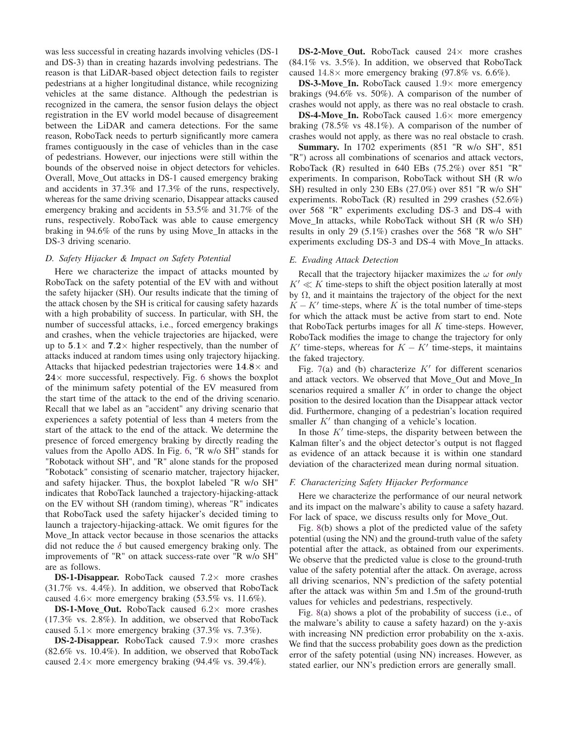was less successful in creating hazards involving vehicles (DS-1 and DS-3) than in creating hazards involving pedestrians. The reason is that LiDAR-based object detection fails to register pedestrians at a higher longitudinal distance, while recognizing vehicles at the same distance. Although the pedestrian is recognized in the camera, the sensor fusion delays the object registration in the EV world model because of disagreement between the LiDAR and camera detections. For the same reason, RoboTack needs to perturb significantly more camera frames contiguously in the case of vehicles than in the case of pedestrians. However, our injections were still within the bounds of the observed noise in object detectors for vehicles. Overall, Move_Out attacks in DS-1 caused emergency braking and accidents in 37.3% and 17.3% of the runs, respectively, whereas for the same driving scenario, Disappear attacks caused emergency braking and accidents in 53.5% and 31.7% of the runs, respectively. RoboTack was able to cause emergency braking in 94.6% of the runs by using Move_In attacks in the DS-3 driving scenario.

### *D. Safety Hijacker & Impact on Safety Potential*

Here we characterize the impact of attacks mounted by RoboTack on the safety potential of the EV with and without the safety hijacker (SH). Our results indicate that the timing of the attack chosen by the SH is critical for causing safety hazards with a high probability of success. In particular, with SH, the number of successful attacks, i.e., forced emergency brakings and crashes, when the vehicle trajectories are hijacked, were up to $\mathbf{5.1}\times$ and $\mathbf{7.2}\times$ higher respectively, than the number of attacks induced at random times using only trajectory hijacking. Attacks that hijacked pedestrian trajectories were $\mathbf{14.8}\times$ and $\mathbf{24}\times$ more successful, respectively. Fig. 6 shows the boxplot of the minimum safety potential of the EV measured from the start time of the attack to the end of the driving scenario. Recall that we label as an "accident" any driving scenario that experiences a safety potential of less than 4 meters from the start of the attack to the end of the attack. We determine the presence of forced emergency braking by directly reading the values from the Apollo ADS. In Fig. 6, "R w/o SH" stands for "Robotack without SH", and "R" alone stands for the proposed "Robotack" consisting of scenario matcher, trajectory hijacker, and safety hijacker. Thus, the boxplot labeled "R w/o SH" indicates that RoboTack launched a trajectory-hijacking-attack on the EV without SH (random timing), whereas "R" indicates that RoboTack used the safety hijacker's decided timing to launch a trajectory-hijacking-attack. We omit figures for the Move_In attack vector because in those scenarios the attacks did not reduce the $\delta$ but caused emergency braking only. The improvements of "R" on attack success-rate over "R w/o SH" are as follows.

**DS-1-Disappear.** RoboTack caused $7.2\times$ more crashes (31.7% vs. 4.4%). In addition, we observed that RoboTack caused $4.6\times$ more emergency braking (53.5% vs. 11.6%).

**DS-1-Move_Out.** RoboTack caused $6.2\times$ more crashes (17.3% vs. 2.8%). In addition, we observed that RoboTack caused $5.1\times$ more emergency braking (37.3% vs. 7.3%).

**DS-2-Disappear.** RoboTack caused $7.9\times$ more crashes (82.6% vs. 10.4%). In addition, we observed that RoboTack caused $2.4\times$ more emergency braking (94.4% vs. 39.4%).

**DS-2-Move_Out.** RoboTack caused $24\times$ more crashes (84.1% vs. 3.5%). In addition, we observed that RoboTack caused $14.8\times$ more emergency braking (97.8% vs. 6.6%).

**DS-3-Move_In.** RoboTack caused $1.9\times$ more emergency brakings (94.6% vs. 50%). A comparison of the number of crashes would not apply, as there was no real obstacle to crash.

**DS-4-Move_In.** RoboTack caused $1.6\times$ more emergency braking (78.5% vs 48.1%). A comparison of the number of crashes would not apply, as there was no real obstacle to crash.

**Summary.** In 1702 experiments (851 "R w/o SH", 851 "R") across all combinations of scenarios and attack vectors, RoboTack (R) resulted in 640 EBs (75.2%) over 851 "R" experiments. In comparison, RoboTack without SH (R w/o SH) resulted in only 230 EBs (27.0%) over 851 "R w/o SH" experiments. RoboTack (R) resulted in 299 crashes (52.6%) over 568 "R" experiments excluding DS-3 and DS-4 with Move_In attacks, while RoboTack without SH (R w/o SH) results in only 29 (5.1%) crashes over the 568 "R w/o SH" experiments excluding DS-3 and DS-4 with Move_In attacks.

### *E. Evading Attack Detection*

Recall that the trajectory hijacker maximizes the $\omega$ for *only* $K' \ll K$ time-steps to shift the object position laterally at most by $\Omega$, and it maintains the trajectory of the object for the next $K - K'$ time-steps, where $K$ is the total number of time-steps for which the attack must be active from start to end. Note that RoboTack perturbs images for all $K$ time-steps. However, RoboTack modifies the image to change the trajectory for only $K'$ time-steps, whereas for $K - K'$ time-steps, it maintains the faked trajectory.

Fig. 7(a) and (b) characterize $K'$ for different scenarios and attack vectors. We observed that Move_Out and Move_In scenarios required a smaller $K'$ in order to change the object position to the desired location than the Disappear attack vector did. Furthermore, changing of a pedestrian's location required smaller $K'$ than changing of a vehicle's location.

In those $K'$ time-steps, the disparity between between the Kalman filter's and the object detector's output is not flagged as evidence of an attack because it is within one standard deviation of the characterized mean during normal situation.

### *F. Characterizing Safety Hijacker Performance*

Here we characterize the performance of our neural network and its impact on the malware's ability to cause a safety hazard. For lack of space, we discuss results only for Move_Out.

Fig. 8(b) shows a plot of the predicted value of the safety potential (using the NN) and the ground-truth value of the safety potential after the attack, as obtained from our experiments. We observe that the predicted value is close to the ground-truth value of the safety potential after the attack. On average, across all driving scenarios, NN's prediction of the safety potential after the attack was within 5m and 1.5m of the ground-truth values for vehicles and pedestrians, respectively.

Fig. 8(a) shows a plot of the probability of success (i.e., of the malware's ability to cause a safety hazard) on the y-axis with increasing NN prediction error probability on the x-axis. We find that the success probability goes down as the prediction error of the safety potential (using NN) increases. However, as stated earlier, our NN's prediction errors are generally small.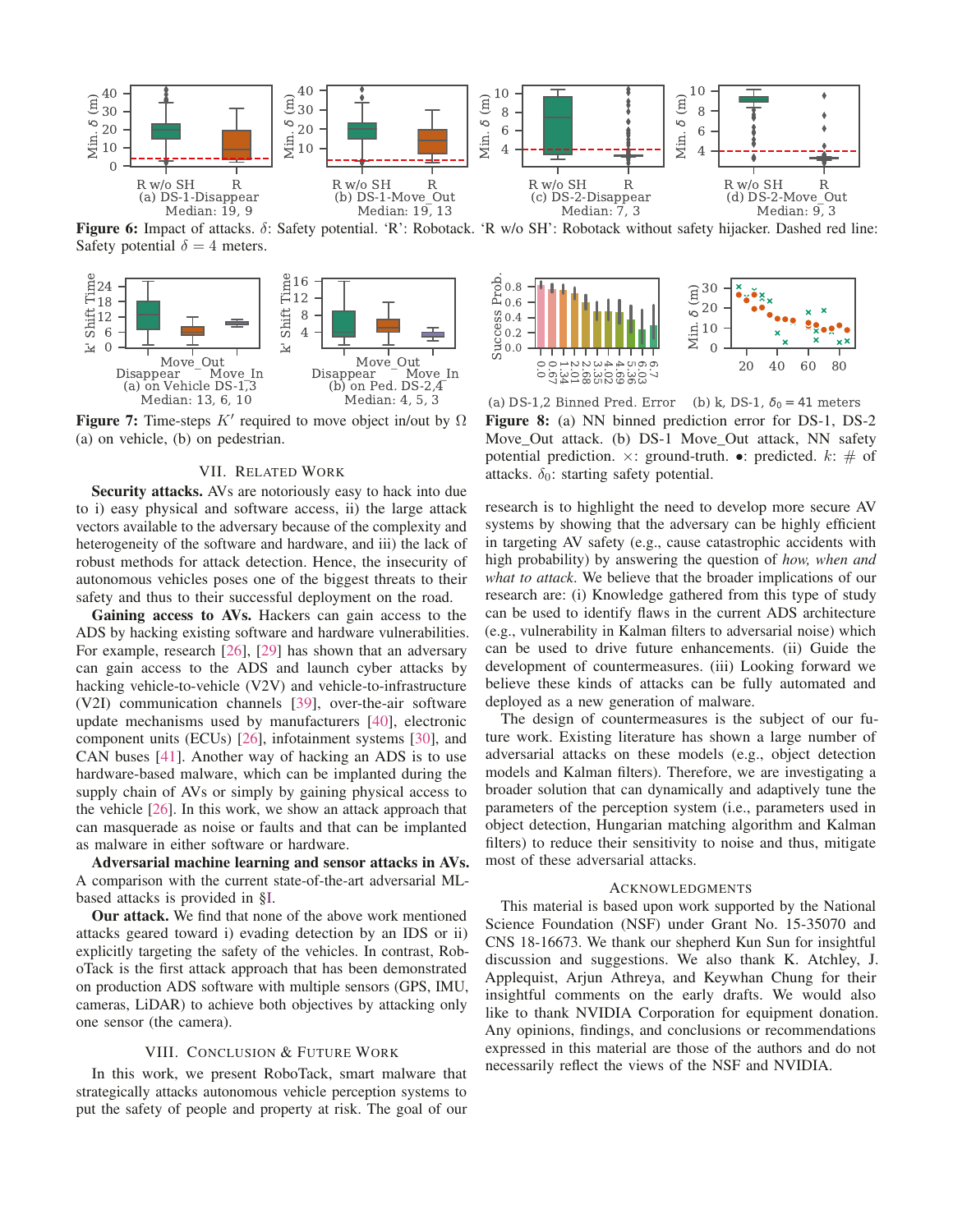**Figure 6:** Impact of attacks. $\delta$: Safety potential. 'R': Robotack. 'R w/o SH': Robotack without safety hijacker. Dashed red line: Safety potential $\delta = 4$ meters.

(a) DS-1-Disappear Median: 19, 9 (b) DS-1-Move_Out Median: 19, 13 (c) DS-2-Disappear Median: 7, 3 (d) DS-2-Move_Out Median: 9, 3

**Figure 7:** Time-steps $K'$ required to move object in/out by $\Omega$ (a) on vehicle, (b) on pedestrian.

(a) on Vehicle DS-1,3 Median: 13, 6, 10 (b) on Ped. DS-2,4 Median: 4, 5, 3

**Figure 8:** (a) NN binned prediction error for DS-1, DS-2 Move_Out attack. (b) DS-1 Move_Out attack, NN safety potential prediction. $\times$: ground-truth. $\bullet$: predicted. $k$: # of attacks. $\delta_0$: starting safety potential.

(a) DS-1,2 Binned Pred. Error (b) k, DS-1, $\delta_0 = 41$ meters

## VII. Related Work

**Security attacks.** AVs are notoriously easy to hack into due to i) easy physical and software access, ii) the large attack vectors available to the adversary because of the complexity and heterogeneity of the software and hardware, and iii) the lack of robust methods for attack detection. Hence, the insecurity of autonomous vehicles poses one of the biggest threats to their safety and thus to their successful deployment on the road.

**Gaining access to AVs.** Hackers can gain access to the ADS by hacking existing software and hardware vulnerabilities. For example, research [26], [29] has shown that an adversary can gain access to the ADS and launch cyber attacks by hacking vehicle-to-vehicle (V2V) and vehicle-to-infrastructure (V2I) communication channels [39], over-the-air software update mechanisms used by manufacturers [40], electronic component units (ECUs) [26], infotainment systems [30], and CAN buses [41]. Another way of hacking an ADS is to use hardware-based malware, which can be implanted during the supply chain of AVs or simply by gaining physical access to the vehicle [26]. In this work, we show an attack approach that can masquerade as noise or faults and that can be implanted as malware in either software or hardware.

**Adversarial machine learning and sensor attacks in AVs.** A comparison with the current state-of-the-art adversarial ML-based attacks is provided in §I.

**Our attack.** We find that none of the above work mentioned attacks geared toward i) evading detection by an IDS or ii) explicitly targeting the safety of the vehicles. In contrast, RoboTack is the first attack approach that has been demonstrated on production ADS software with multiple sensors (GPS, IMU, cameras, LiDAR) to achieve both objectives by attacking only one sensor (the camera).

## VIII. Conclusion & Future Work

In this work, we present RoboTack, smart malware that strategically attacks autonomous vehicle perception systems to put the safety of people and property at risk. The goal of our research is to highlight the need to develop more secure AV systems by showing that the adversary can be highly efficient in targeting AV safety (e.g., cause catastrophic accidents with high probability) by answering the question of *how, when and what to attack*. We believe that the broader implications of our research are: (i) Knowledge gathered from this type of study can be used to identify flaws in the current ADS architecture (e.g., vulnerability in Kalman filters to adversarial noise) which can be used to drive future enhancements. (ii) Guide the development of countermeasures. (iii) Looking forward we believe these kinds of attacks can be fully automated and deployed as a new generation of malware.

The design of countermeasures is the subject of our future work. Existing literature has shown a large number of adversarial attacks on these models (e.g., object detection models and Kalman filters). Therefore, we are investigating a broader solution that can dynamically and adaptively tune the parameters of the perception system (i.e., parameters used in object detection, Hungarian matching algorithm and Kalman filters) to reduce their sensitivity to noise and thus, mitigate most of these adversarial attacks.

## Acknowledgments

This material is based upon work supported by the National Science Foundation (NSF) under Grant No. 15-35070 and CNS 18-16673. We thank our shepherd Kun Sun for insightful discussion and suggestions. We also thank K. Atchley, J. Applequist, Arjun Athreya, and Keywhan Chung for their insightful comments on the early drafts. We would also like to thank NVIDIA Corporation for equipment donation. Any opinions, findings, and conclusions or recommendations expressed in this material are those of the authors and do not necessarily reflect the views of the NSF and NVIDIA.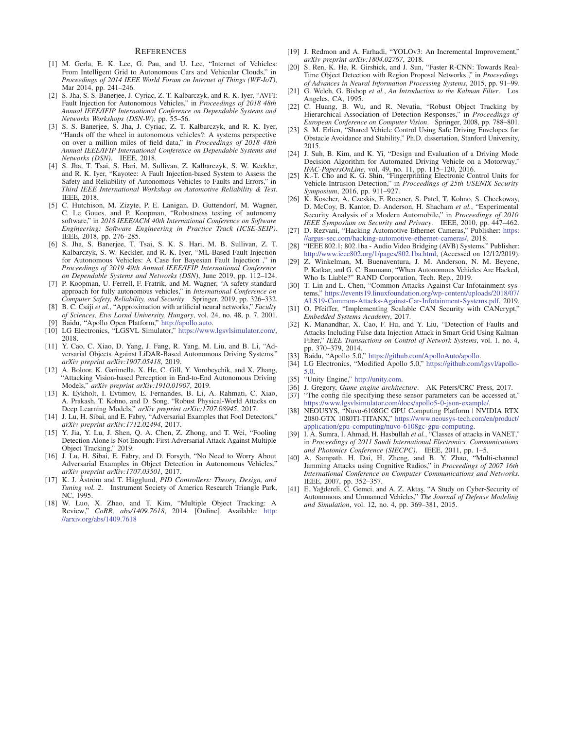# References

[1] M. Gerla, E. K. Lee, G. Pau, and U. Lee, "Internet of Vehicles: From Intelligent Grid to Autonomous Cars and Vehicular Clouds," in *Proceedings of 2014 IEEE World Forum on Internet of Things (WF-IoT)*, Mar 2014, pp. 241–246.

[2] S. Jha, S. S. Banerjee, J. Cyriac, Z. T. Kalbarczyk, and R. K. Iyer, "AVFI: Fault Injection for Autonomous Vehicles," in *Proceedings of 2018 48th Annual IEEE/IFIP International Conference on Dependable Systems and Networks Workshops (DSN-W)*, pp. 55–56.

[3] S. S. Banerjee, S. Jha, J. Cyriac, Z. T. Kalbarczyk, and R. K. Iyer, "Hands off the wheel in autonomous vehicles?: A systems perspective on over a million miles of field data," in *Proceedings of 2018 48th Annual IEEE/IFIP International Conference on Dependable Systems and Networks (DSN)*. IEEE, 2018.

[4] S. Jha, T. Tsai, S. Hari, M. Sullivan, Z. Kalbarczyk, S. W. Keckler, and R. K. Iyer, "Kayotee: A Fault Injection-based System to Assess the Safety and Reliability of Autonomous Vehicles to Faults and Errors," in *Third IEEE International Workshop on Automotive Reliability & Test*. IEEE, 2018.

[5] C. Hutchison, M. Zizyte, P. E. Lanigan, D. Guttendorf, M. Wagner, C. Le Goues, and P. Koopman, "Robustness testing of autonomy software," in *2018 IEEE/ACM 40th International Conference on Software Engineering: Software Engineering in Practice Track (ICSE-SEIP)*. IEEE, 2018, pp. 276–285.

[6] S. Jha, S. Banerjee, T. Tsai, S. K. S. Hari, M. B. Sullivan, Z. T. Kalbarczyk, S. W. Keckler, and R. K. Iyer, "ML-Based Fault Injection for Autonomous Vehicles: A Case for Bayesian Fault Injection ," in *Proceedings of 2019 49th Annual IEEE/IFIP International Conference on Dependable Systems and Networks (DSN)*, June 2019, pp. 112–124.

[7] P. Koopman, U. Ferrell, F. Fratrik, and M. Wagner, "A safety standard approach for fully autonomous vehicles," in *International Conference on Computer Safety, Reliability, and Security*. Springer, 2019, pp. 326–332.

[8] B. C. Csáji *et al.*, "Approximation with artificial neural networks," *Faculty of Sciences, Etvs Lornd University, Hungary*, vol. 24, no. 48, p. 7, 2001.

[9] Baidu, "Apollo Open Platform," http://apollo.auto.

[10] LG Electronics, "LGSVL Simulator," https://www.lgsvlsimulator.com/, 2018.

[11] Y. Cao, C. Xiao, D. Yang, J. Fang, R. Yang, M. Liu, and B. Li, "Adversarial Objects Against LiDAR-Based Autonomous Driving Systems," *arXiv preprint arXiv:1907.05418*, 2019.

[12] A. Boloor, K. Garimella, X. He, C. Gill, Y. Vorobeychik, and X. Zhang, "Attacking Vision-based Perception in End-to-End Autonomous Driving Models," *arXiv preprint arXiv:1910.01907*, 2019.

[13] K. Eykholt, I. Evtimov, E. Fernandes, B. Li, A. Rahmati, C. Xiao, A. Prakash, T. Kohno, and D. Song, "Robust Physical-World Attacks on Deep Learning Models," *arXiv preprint arXiv:1707.08945*, 2017.

[14] J. Lu, H. Sibai, and E. Fabry, "Adversarial Examples that Fool Detectors," *arXiv preprint arXiv:1712.02494*, 2017.

[15] Y. Jia, Y. Lu, J. Shen, Q. A. Chen, Z. Zhong, and T. Wei, "Fooling Detection Alone is Not Enough: First Adversarial Attack Against Multiple Object Tracking," 2019.

[16] J. Lu, H. Sibai, E. Fabry, and D. Forsyth, "No Need to Worry About Adversarial Examples in Object Detection in Autonomous Vehicles," *arXiv preprint arXiv:1707.03501*, 2017.

[17] K. J. Åström and T. Hägglund, *PID Controllers: Theory, Design, and Tuning vol. 2*. Instrument Society of America Research Triangle Park, NC, 1995.

[18] W. Luo, X. Zhao, and T. Kim, "Multiple Object Tracking: A Review," *CoRR, abs/1409.7618*, 2014. [Online]. Available: http://arxiv.org/abs/1409.7618

[19] J. Redmon and A. Farhadi, "YOLOv3: An Incremental Improvement," *arXiv preprint arXiv:1804.02767*, 2018.

[20] S. Ren, K. He, R. Girshick, and J. Sun, "Faster R-CNN: Towards Real-Time Object Detection with Region Proposal Networks ," in *Proceedings of Advances in Neural Information Processing Systems*, 2015, pp. 91–99.

[21] G. Welch, G. Bishop *et al.*, *An Introduction to the Kalman Filter*. Los Angeles, CA, 1995.

[22] C. Huang, B. Wu, and R. Nevatia, "Robust Object Tracking by Hierarchical Association of Detection Responses," in *Proceedings of European Conference on Computer Vision*. Springer, 2008, pp. 788–801.

[23] S. M. Erlien, "Shared Vehicle Control Using Safe Driving Envelopes for Obstacle Avoidance and Stability," Ph.D. dissertation, Stanford University, 2015.

[24] J. Suh, B. Kim, and K. Yi, "Design and Evaluation of a Driving Mode Decision Algorithm for Automated Driving Vehicle on a Motorway," *IFAC-PapersOnLine*, vol. 49, no. 11, pp. 115–120, 2016.

[25] K.-T. Cho and K. G. Shin, "Fingerprinting Electronic Control Units for Vehicle Intrusion Detection," in *Proceedings of 25th USENIX Security Symposium*, 2016, pp. 911–927.

[26] K. Koscher, A. Czeskis, F. Roesner, S. Patel, T. Kohno, S. Checkoway, D. McCoy, B. Kantor, D. Anderson, H. Shacham *et al.*, "Experimental Security Analysis of a Modern Automobile," in *Proceedings of 2010 IEEE Symposium on Security and Privacy*. IEEE, 2010, pp. 447–462.

[27] D. Rezvani, "Hacking Automotive Ethernet Cameras," Publisher: https://argus-sec.com/hacking-automotive-ethernet-cameras/, 2018.

[28] "IEEE 802.1: 802.1ba - Audio Video Bridging (AVB) Systems," Publisher: http://www.ieee802.org/1/pages/802.1ba.html, (Accessed on 12/12/2019).

[29] Z. Winkelman, M. Buenaventura, J. M. Anderson, N. M. Beyene, P. Katkar, and G. C. Baumann, "When Autonomous Vehicles Are Hacked, Who Is Liable?" RAND Corporation, Tech. Rep., 2019.

[30] T. Lin and L. Chen, "Common Attacks Against Car Infotainment Systems," https://events19.linuxfoundation.org/wp-content/uploads/2018/07/ALS19-Common-Attacks-Against-Car-Infotainment-Systems.pdf, 2019.

[31] O. Pfeiffer, "Implementing Scalable CAN Security with CANcrypt," *Embedded Systems Academy*, 2017.

[32] K. Manandhar, X. Cao, F. Hu, and Y. Liu, "Detection of Faults and Attacks Including False data Injection Attack in Smart Grid Using Kalman Filter," *IEEE Transactions on Control of Network Systems*, vol. 1, no. 4, pp. 370–379, 2014.

[33] Baidu, "Apollo 5.0," https://github.com/ApolloAuto/apollo.

[34] LG Electronics, "Modified Apollo 5.0," https://github.com/lgsvl/apollo-5.0.

[35] "Unity Engine," http://unity.com.

[36] J. Gregory, *Game engine architecture*. AK Peters/CRC Press, 2017.

[37] "The config file specifying these sensor parameters can be accessed at," https://www.lgsvlsimulator.com/docs/apollo5-0-json-example/.

[38] NEOUSYS, "Nuvo-6108GC GPU Computing Platform | NVIDIA RTX 2080-GTX 1080TI-TITANX," https://www.neousys-tech.com/en/product/application/gpu-computing/nuvo-6108gc-gpu-computing.

[39] I. A. Sumra, I. Ahmad, H. Hasbullah *et al.*, "Classes of attacks in VANET," in *Proceedings of 2011 Saudi International Electronics, Communications and Photonics Conference (SIECPC)*. IEEE, 2011, pp. 1–5.

[40] A. Sampath, H. Dai, H. Zheng, and B. Y. Zhao, "Multi-channel Jamming Attacks using Cognitive Radios," in *Proceedings of 2007 16th International Conference on Computer Communications and Networks*. IEEE, 2007, pp. 352–357.

[41] E. Yağdereli, C. Gemci, and A. Z. Aktaş, "A Study on Cyber-Security of Autonomous and Unmanned Vehicles," *The Journal of Defense Modeling and Simulation*, vol. 12, no. 4, pp. 369–381, 2015.